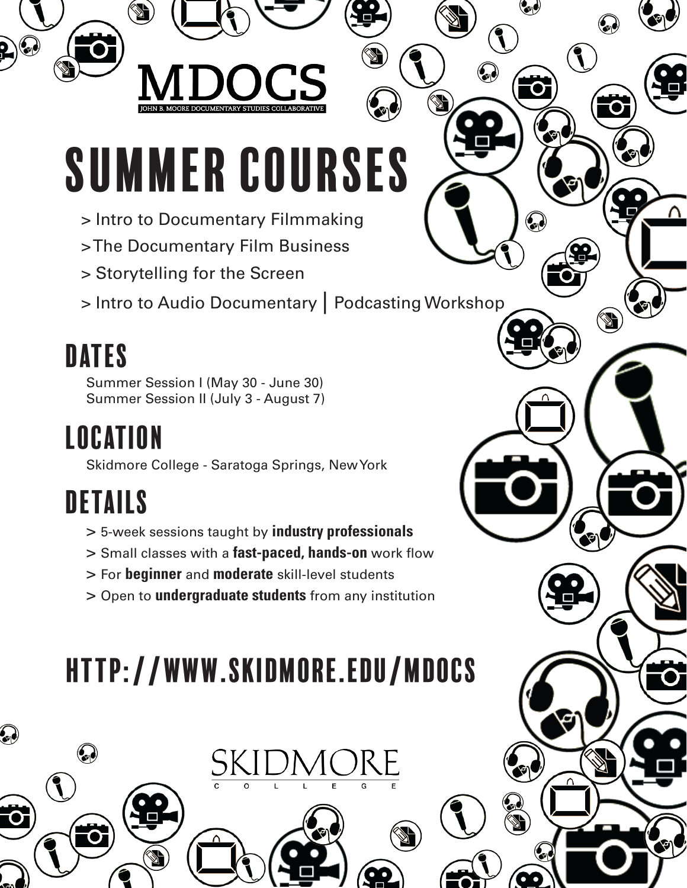# MDOCS

JOHN B. MOORE DOCUMENTARY STUDIES COLLABORATIVE

# SUMMER COURSES

> Intro to Documentary Filmmaking
>The Documentary Film Business
> Storytelling for the Screen
> Intro to Audio Documentary | Podcasting Workshop

## DATES

Summer Session I (May 30 - June 30)
Summer Session II (July 3 - August 7)

## LOCATION

Skidmore College - Saratoga Springs, New York

## DETAILS

> 5-week sessions taught by **industry professionals**
> Small classes with a **fast-paced, hands-on** work flow
> For **beginner** and **moderate** skill-level students
> Open to **undergraduate students** from any institution

## HTTP://WWW.SKIDMORE.EDU/MDOCS

SKIDMORE COLLEGE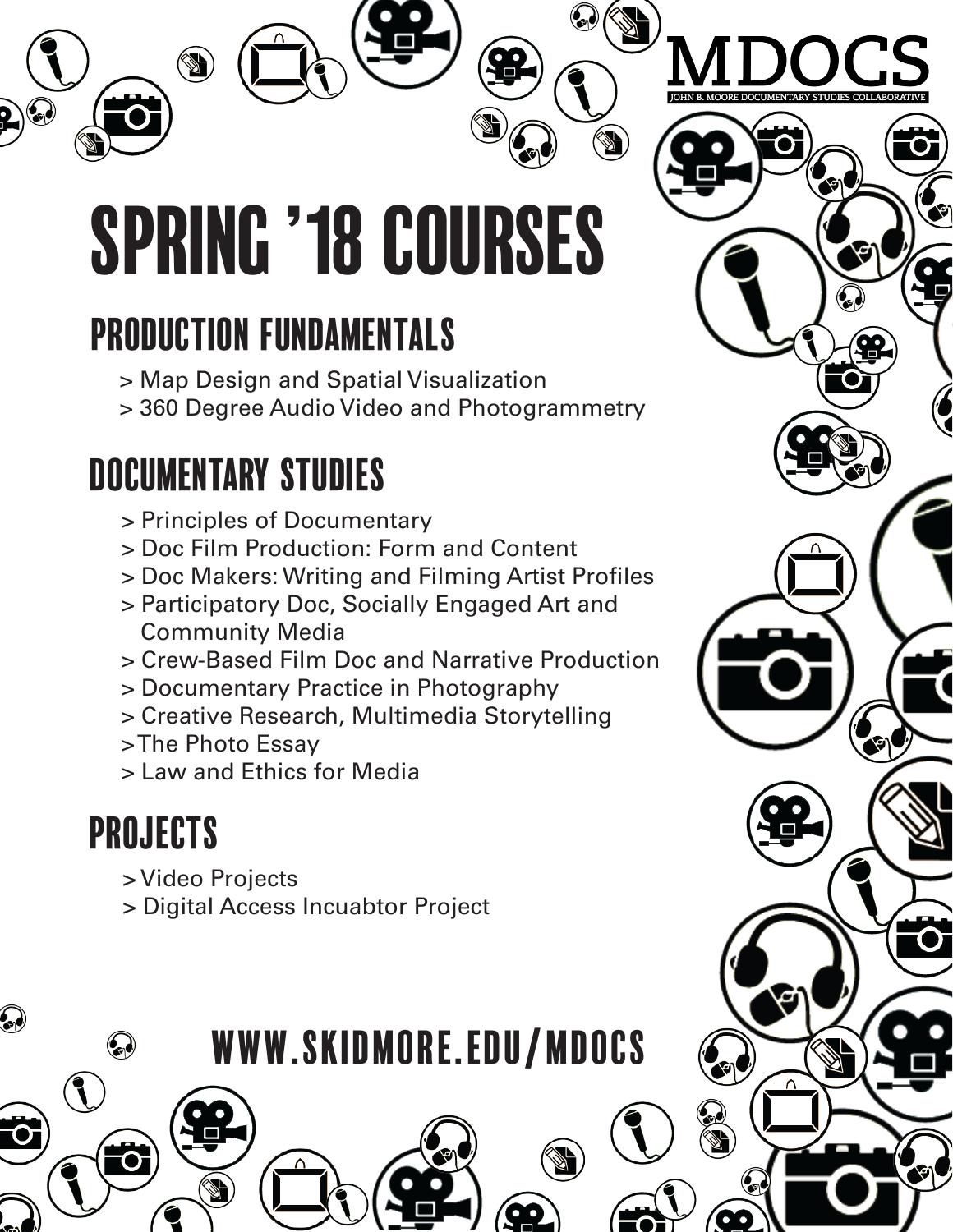# MDOCS

JOHN B. MOORE DOCUMENTARY STUDIES COLLABORATIVE

# SPRING '18 COURSES

## PRODUCTION FUNDAMENTALS

> Map Design and Spatial Visualization
> 360 Degree Audio Video and Photogrammetry

## DOCUMENTARY STUDIES

> Principles of Documentary
> Doc Film Production: Form and Content
> Doc Makers: Writing and Filming Artist Profiles
> Participatory Doc, Socially Engaged Art and Community Media
> Crew-Based Film Doc and Narrative Production
> Documentary Practice in Photography
> Creative Research, Multimedia Storytelling
>The Photo Essay
> Law and Ethics for Media

## PROJECTS

> Video Projects
> Digital Access Incuabtor Project

**WWW.SKIDMORE.EDU/MDOCS**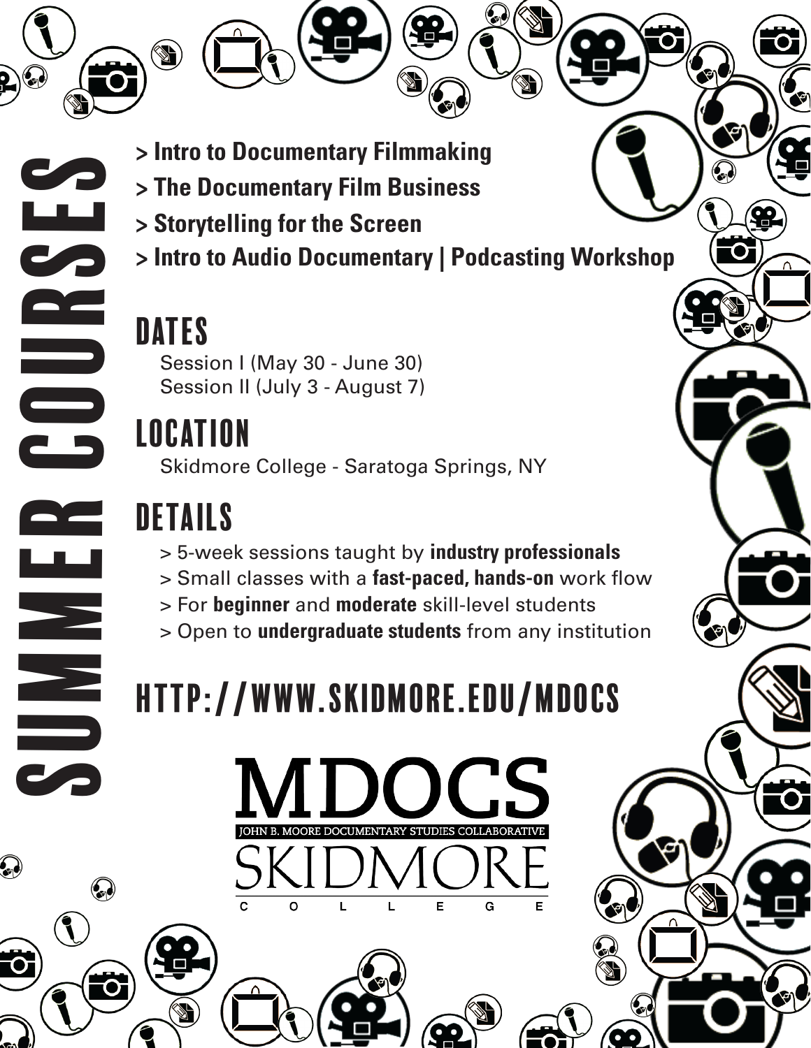# SUMMER COURSES

- > **Intro to Documentary Filmmaking**
- > **The Documentary Film Business**
- > **Storytelling for the Screen**
- > **Intro to Audio Documentary | Podcasting Workshop**

## DATES

Session I (May 30 - June 30)
Session II (July 3 - August 7)

## LOCATION

Skidmore College - Saratoga Springs, NY

## DETAILS

> 5-week sessions taught by **industry professionals**
> Small classes with a **fast-paced, hands-on** work flow
> For **beginner** and **moderate** skill-level students
> Open to **undergraduate students** from any institution

## HTTP://WWW.SKIDMORE.EDU/MDOCS

MDOCS
JOHN B. MOORE DOCUMENTARY STUDIES COLLABORATIVE
SKIDMORE
COLLEGE